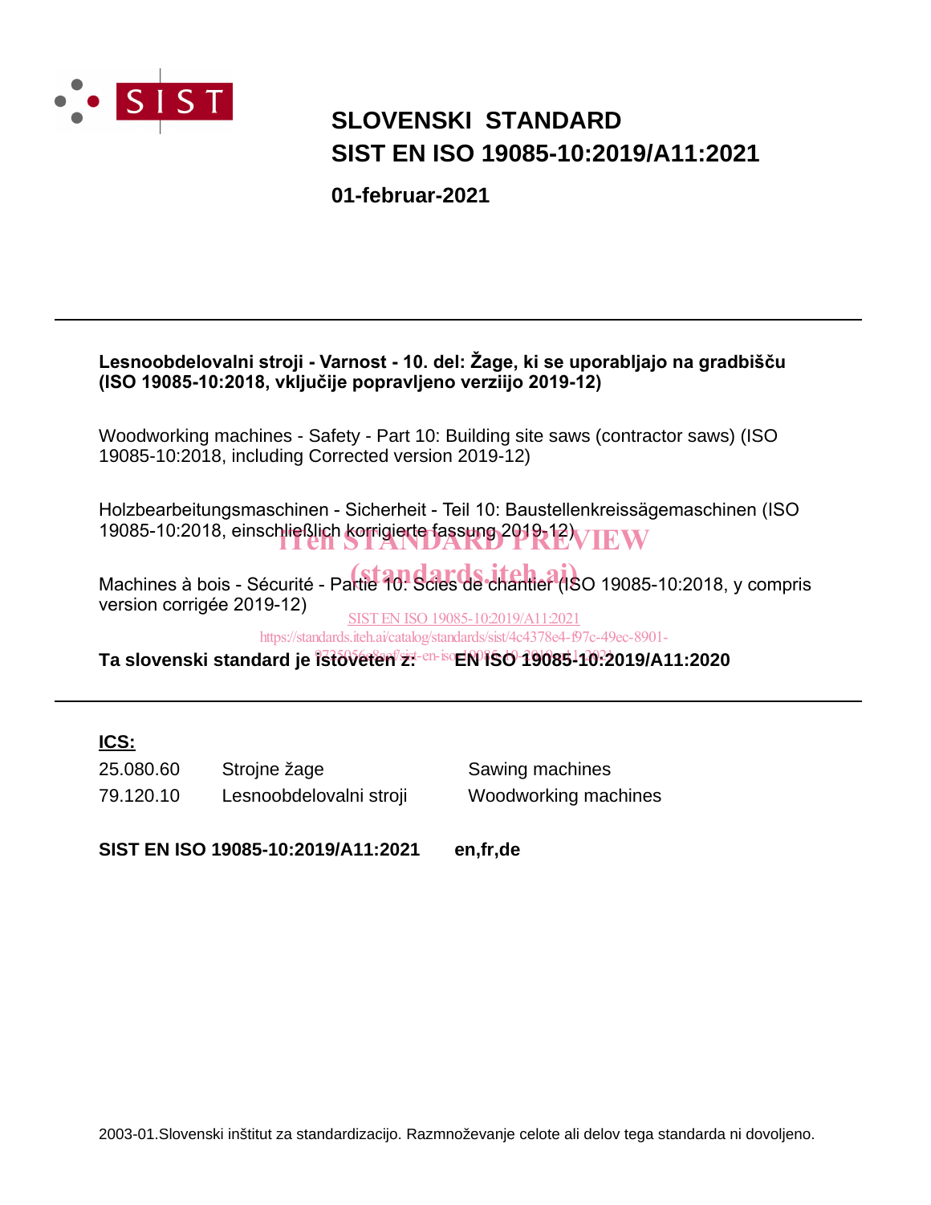# SLOVENSKI STANDARD
# SIST EN ISO 19085-10:2019/A11:2021

**01-februar-2021**

---

**Lesnoobdelovalni stroji - Varnost - 10. del: Žage, ki se uporabljajo na gradbišču (ISO 19085-10:2018, vključije popravljeno verziijo 2019-12)**

Woodworking machines - Safety - Part 10: Building site saws (contractor saws) (ISO 19085-10:2018, including Corrected version 2019-12)

Holzbearbeitungsmaschinen - Sicherheit - Teil 10: Baustellenkreissägemaschinen (ISO 19085-10:2018, einschließlich korrigierte fassung 2019-12)

Machines à bois - Sécurité - Partie 10: Scies de chantier (ISO 19085-10:2018, y compris version corrigée 2019-12)

**Ta slovenski standard je istoveten z: EN ISO 19085-10:2019/A11:2020**

---

**ICS:**

| | | |
|---|---|---|
| 25.080.60 | Strojne žage | Sawing machines |
| 79.120.10 | Lesnoobdelovalni stroji | Woodworking machines |

**SIST EN ISO 19085-10:2019/A11:2021 en,fr,de**

2003-01.Slovenski inštitut za standardizacijo. Razmnoževanje celote ali delov tega standarda ni dovoljeno.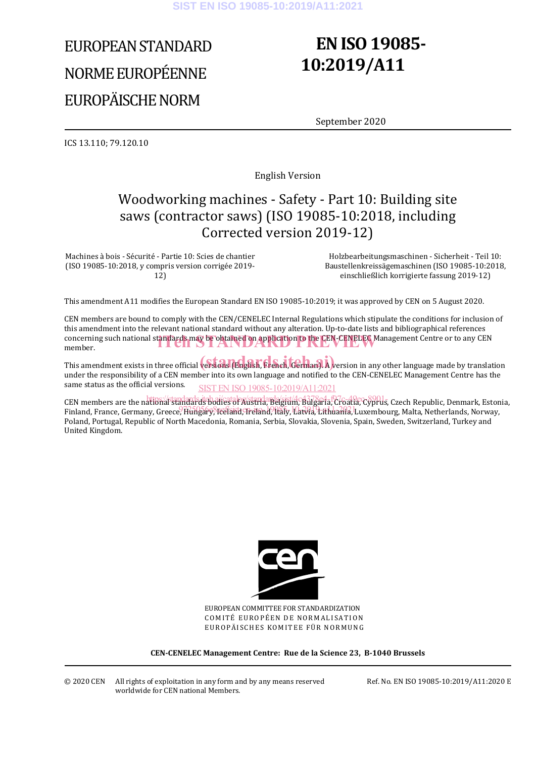# EUROPEAN STANDARD
# NORME EUROPÉENNE
# EUROPÄISCHE NORM

# EN ISO 19085-10:2019/A11

September 2020

ICS 13.110; 79.120.10

English Version

## Woodworking machines - Safety - Part 10: Building site saws (contractor saws) (ISO 19085-10:2018, including Corrected version 2019-12)

Machines à bois - Sécurité - Partie 10: Scies de chantier (ISO 19085-10:2018, y compris version corrigée 2019-12)

Holzbearbeitungsmaschinen - Sicherheit - Teil 10: Baustellenkreissägemaschinen (ISO 19085-10:2018, einschließlich korrigierte fassung 2019-12)

This amendment A11 modifies the European Standard EN ISO 19085-10:2019; it was approved by CEN on 5 August 2020.

CEN members are bound to comply with the CEN/CENELEC Internal Regulations which stipulate the conditions for inclusion of this amendment into the relevant national standard without any alteration. Up-to-date lists and bibliographical references concerning such national standards may be obtained on application to the CEN-CENELEC Management Centre or to any CEN member.

This amendment exists in three official versions (English, French, German). A version in any other language made by translation under the responsibility of a CEN member into its own language and notified to the CEN-CENELEC Management Centre has the same status as the official versions.

CEN members are the national standards bodies of Austria, Belgium, Bulgaria, Croatia, Cyprus, Czech Republic, Denmark, Estonia, Finland, France, Germany, Greece, Hungary, Iceland, Ireland, Italy, Latvia, Lithuania, Luxembourg, Malta, Netherlands, Norway, Poland, Portugal, Republic of North Macedonia, Romania, Serbia, Slovakia, Slovenia, Spain, Sweden, Switzerland, Turkey and United Kingdom.

EUROPEAN COMMITTEE FOR STANDARDIZATION
COMITÉ EUROPÉEN DE NORMALISATION
EUROPÄISCHES KOMITEE FÜR NORMUNG

**CEN-CENELEC Management Centre: Rue de la Science 23, B-1040 Brussels**

© 2020 CEN All rights of exploitation in any form and by any means reserved worldwide for CEN national Members.

Ref. No. EN ISO 19085-10:2019/A11:2020 E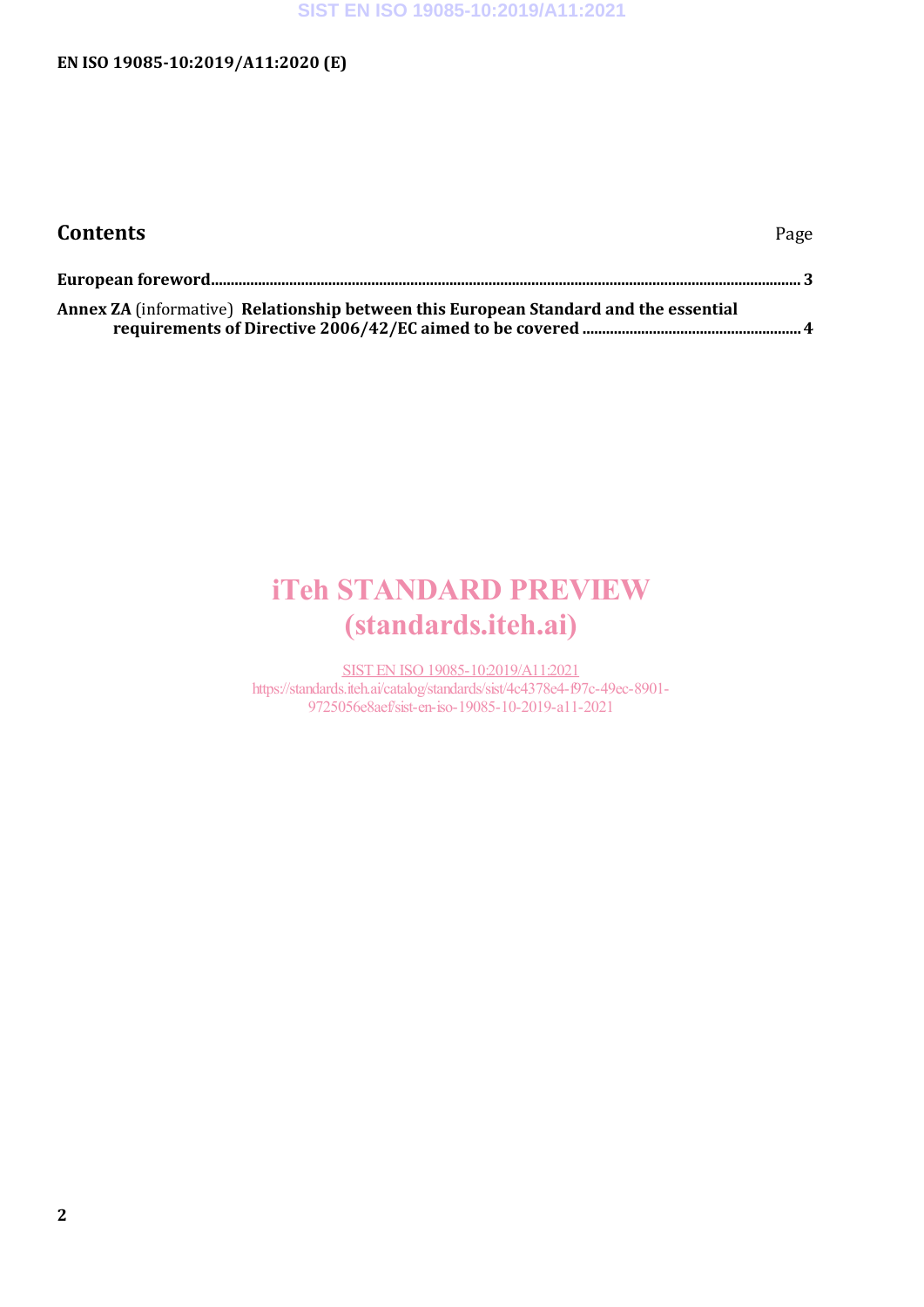## Contents

Page

**European foreword** ..... **3**

**Annex ZA** (informative) **Relationship between this European Standard and the essential requirements of Directive 2006/42/EC aimed to be covered** ..... **4**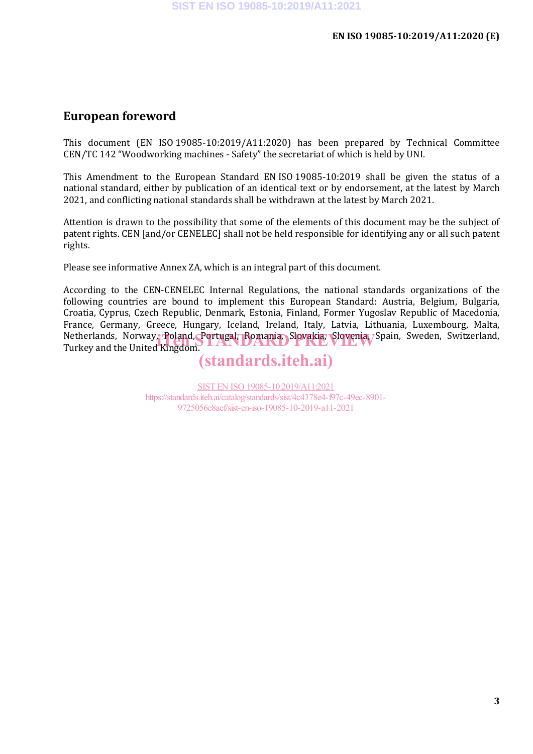# European foreword

This document (EN ISO 19085-10:2019/A11:2020) has been prepared by Technical Committee CEN/TC 142 "Woodworking machines - Safety" the secretariat of which is held by UNI.

This Amendment to the European Standard EN ISO 19085-10:2019 shall be given the status of a national standard, either by publication of an identical text or by endorsement, at the latest by March 2021, and conflicting national standards shall be withdrawn at the latest by March 2021.

Attention is drawn to the possibility that some of the elements of this document may be the subject of patent rights. CEN [and/or CENELEC] shall not be held responsible for identifying any or all such patent rights.

Please see informative Annex ZA, which is an integral part of this document.

According to the CEN-CENELEC Internal Regulations, the national standards organizations of the following countries are bound to implement this European Standard: Austria, Belgium, Bulgaria, Croatia, Cyprus, Czech Republic, Denmark, Estonia, Finland, Former Yugoslav Republic of Macedonia, France, Germany, Greece, Hungary, Iceland, Ireland, Italy, Latvia, Lithuania, Luxembourg, Malta, Netherlands, Norway, Poland, Portugal, Romania, Slovakia, Slovenia, Spain, Sweden, Switzerland, Turkey and the United Kingdom.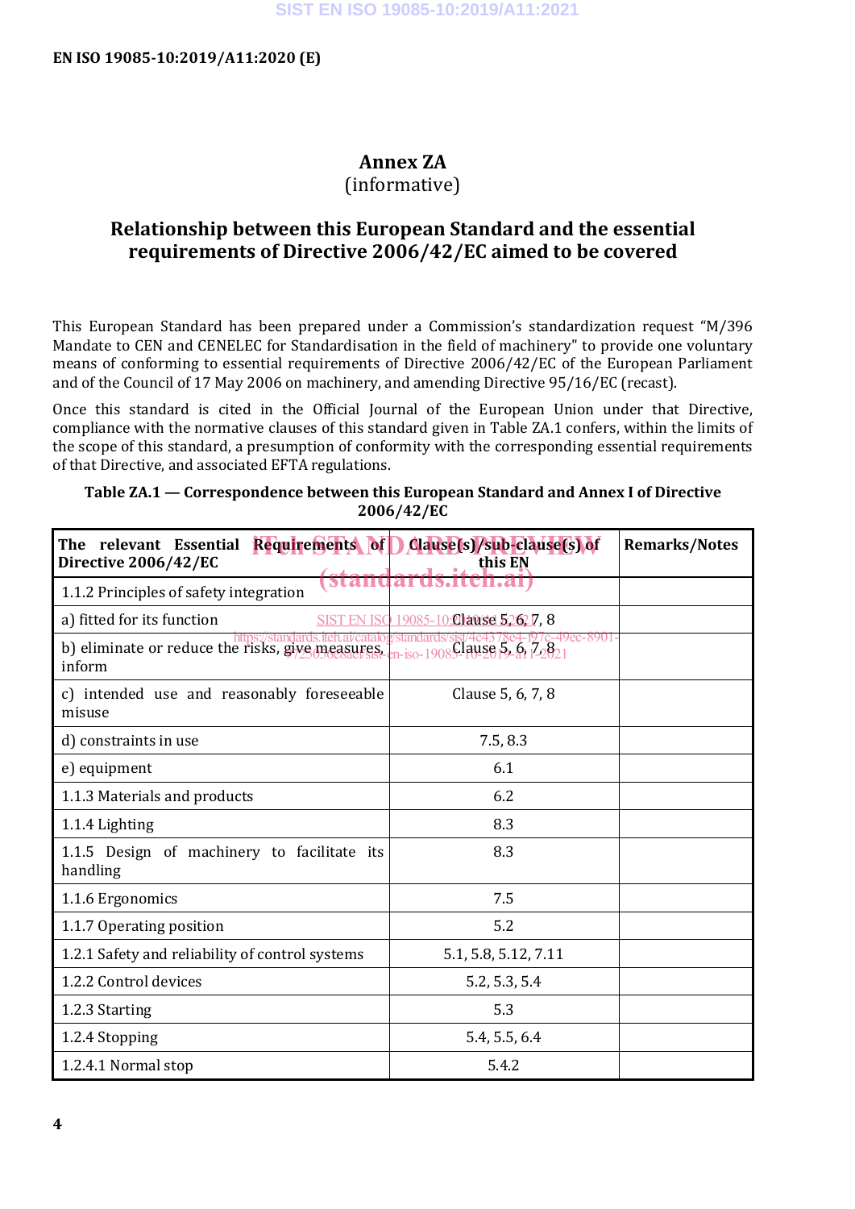# Annex ZA
(informative)

## Relationship between this European Standard and the essential requirements of Directive 2006/42/EC aimed to be covered

This European Standard has been prepared under a Commission's standardization request "M/396 Mandate to CEN and CENELEC for Standardisation in the field of machinery" to provide one voluntary means of conforming to essential requirements of Directive 2006/42/EC of the European Parliament and of the Council of 17 May 2006 on machinery, and amending Directive 95/16/EC (recast).

Once this standard is cited in the Official Journal of the European Union under that Directive, compliance with the normative clauses of this standard given in Table ZA.1 confers, within the limits of the scope of this standard, a presumption of conformity with the corresponding essential requirements of that Directive, and associated EFTA regulations.

**Table ZA.1 — Correspondence between this European Standard and Annex I of Directive 2006/42/EC**

| The relevant Essential Requirements of Directive 2006/42/EC | Clause(s)/sub-clause(s) of this EN | Remarks/Notes |
|---|---|---|
| 1.1.2 Principles of safety integration | | |
| a) fitted for its function | Clause 5, 6, 7, 8 | |
| b) eliminate or reduce the risks, give measures, inform | Clause 5, 6, 7, 8 | |
| c) intended use and reasonably foreseeable misuse | Clause 5, 6, 7, 8 | |
| d) constraints in use | 7.5, 8.3 | |
| e) equipment | 6.1 | |
| 1.1.3 Materials and products | 6.2 | |
| 1.1.4 Lighting | 8.3 | |
| 1.1.5 Design of machinery to facilitate its handling | 8.3 | |
| 1.1.6 Ergonomics | 7.5 | |
| 1.1.7 Operating position | 5.2 | |
| 1.2.1 Safety and reliability of control systems | 5.1, 5.8, 5.12, 7.11 | |
| 1.2.2 Control devices | 5.2, 5.3, 5.4 | |
| 1.2.3 Starting | 5.3 | |
| 1.2.4 Stopping | 5.4, 5.5, 6.4 | |
| 1.2.4.1 Normal stop | 5.4.2 | |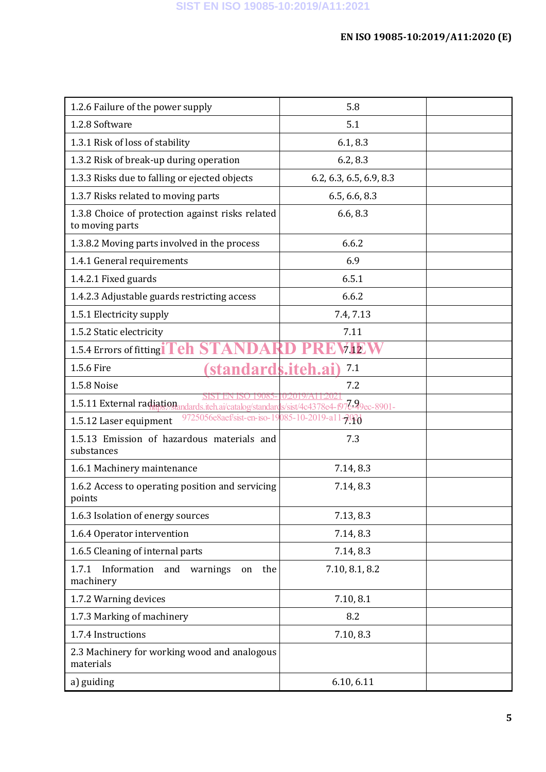| | | |
|---|---|---|
| 1.2.6 Failure of the power supply | 5.8 | |
| 1.2.8 Software | 5.1 | |
| 1.3.1 Risk of loss of stability | 6.1, 8.3 | |
| 1.3.2 Risk of break-up during operation | 6.2, 8.3 | |
| 1.3.3 Risks due to falling or ejected objects | 6.2, 6.3, 6.5, 6.9, 8.3 | |
| 1.3.7 Risks related to moving parts | 6.5, 6.6, 8.3 | |
| 1.3.8 Choice of protection against risks related to moving parts | 6.6, 8.3 | |
| 1.3.8.2 Moving parts involved in the process | 6.6.2 | |
| 1.4.1 General requirements | 6.9 | |
| 1.4.2.1 Fixed guards | 6.5.1 | |
| 1.4.2.3 Adjustable guards restricting access | 6.6.2 | |
| 1.5.1 Electricity supply | 7.4, 7.13 | |
| 1.5.2 Static electricity | 7.11 | |
| 1.5.4 Errors of fitting | 7.12 | |
| 1.5.6 Fire | 7.1 | |
| 1.5.8 Noise | 7.2 | |
| 1.5.11 External radiation | 7.9 | |
| 1.5.12 Laser equipment | 7.10 | |
| 1.5.13 Emission of hazardous materials and substances | 7.3 | |
| 1.6.1 Machinery maintenance | 7.14, 8.3 | |
| 1.6.2 Access to operating position and servicing points | 7.14, 8.3 | |
| 1.6.3 Isolation of energy sources | 7.13, 8.3 | |
| 1.6.4 Operator intervention | 7.14, 8.3 | |
| 1.6.5 Cleaning of internal parts | 7.14, 8.3 | |
| 1.7.1 Information and warnings on the machinery | 7.10, 8.1, 8.2 | |
| 1.7.2 Warning devices | 7.10, 8.1 | |
| 1.7.3 Marking of machinery | 8.2 | |
| 1.7.4 Instructions | 7.10, 8.3 | |
| 2.3 Machinery for working wood and analogous materials | | |
| a) guiding | 6.10, 6.11 | |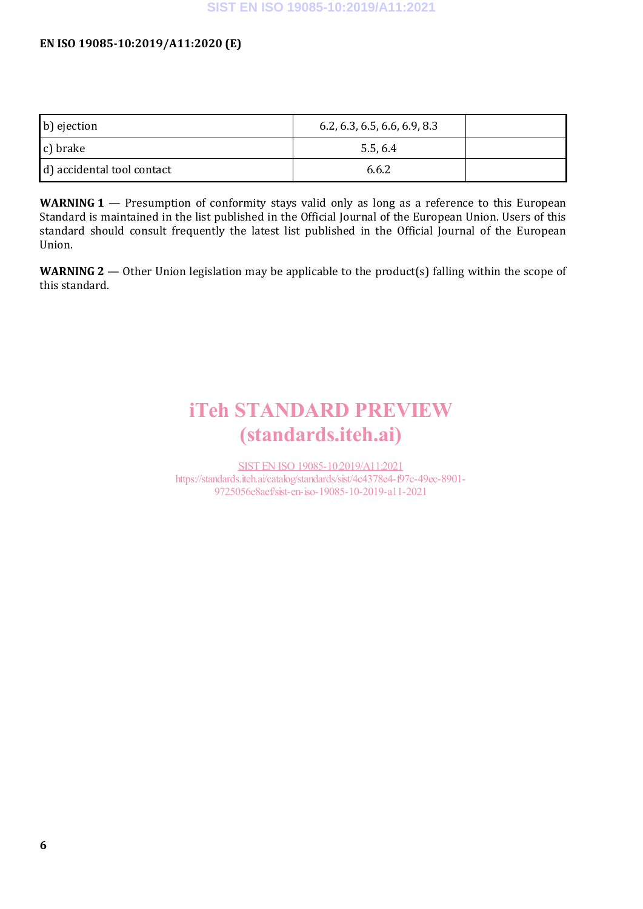| | | |
|---|---|---|
| b) ejection | 6.2, 6.3, 6.5, 6.6, 6.9, 8.3 | |
| c) brake | 5.5, 6.4 | |
| d) accidental tool contact | 6.6.2 | |

**WARNING 1** — Presumption of conformity stays valid only as long as a reference to this European Standard is maintained in the list published in the Official Journal of the European Union. Users of this standard should consult frequently the latest list published in the Official Journal of the European Union.

**WARNING 2** — Other Union legislation may be applicable to the product(s) falling within the scope of this standard.